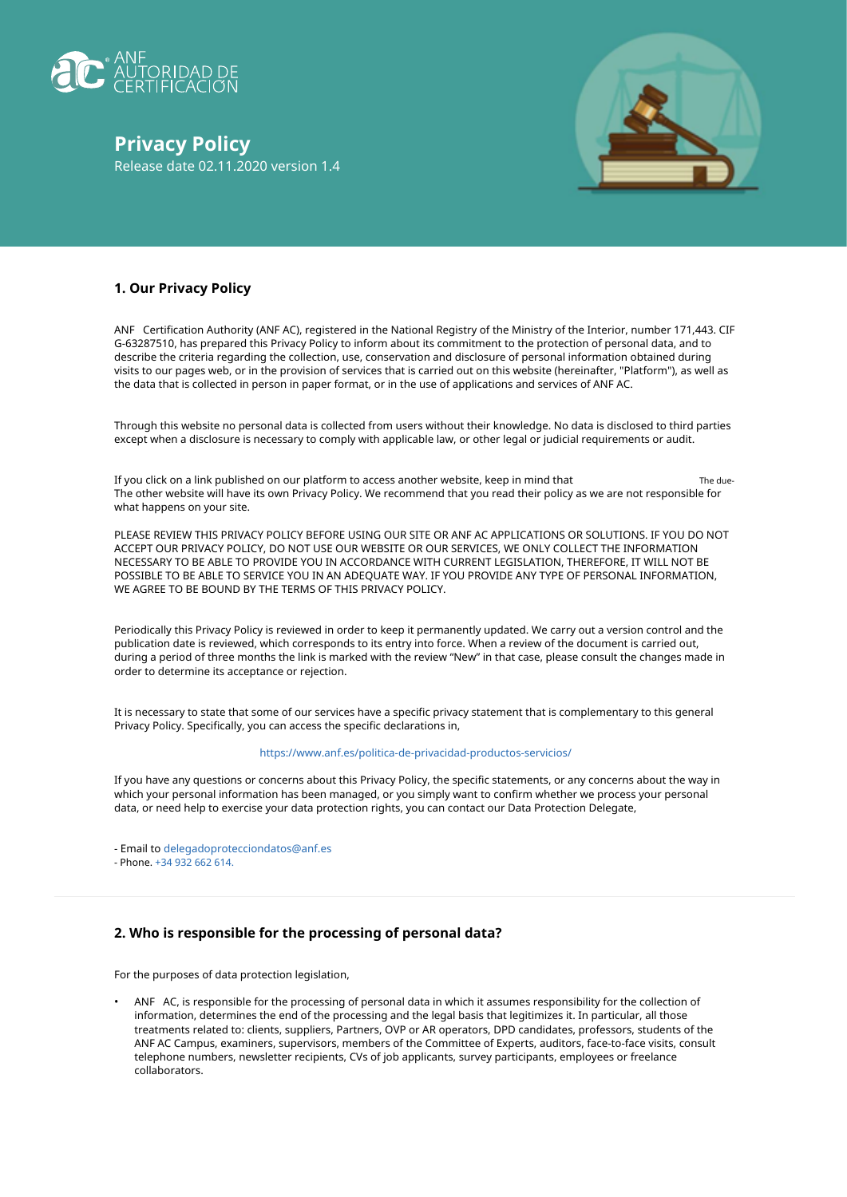# Privacy Policy

Release date 02.11.2020 version 1.4

## 1. Our Privacy Policy

ANF Certification Authority (ANF AC), registered in the National Registry of the Ministry of the Interior, number 171,443. CIF G-63287510, has prepared this Privacy Policy to inform about its commitment to the protection of personal data, and to describe the criteria regarding the collection, use, conservation and disclosure of personal information obtained during visits to our pages web, or in the provision of services that is carried out on this website (hereinafter, "Platform"), as well as the data that is collected in person in paper format, or in the use of applications and services of ANF AC.

Through this website no personal data is collected from users without their knowledge. No data is disclosed to third parties except when a disclosure is necessary to comply with applicable law, or other legal or judicial requirements or audit.

If you click on a link published on our platform to access another website, keep in mind that The due- The other website will have its own Privacy Policy. We recommend that you read their policy as we are not responsible for what happens on your site.

PLEASE REVIEW THIS PRIVACY POLICY BEFORE USING OUR SITE OR ANF AC APPLICATIONS OR SOLUTIONS. IF YOU DO NOT ACCEPT OUR PRIVACY POLICY, DO NOT USE OUR WEBSITE OR OUR SERVICES, WE ONLY COLLECT THE INFORMATION NECESSARY TO BE ABLE TO PROVIDE YOU IN ACCORDANCE WITH CURRENT LEGISLATION, THEREFORE, IT WILL NOT BE POSSIBLE TO BE ABLE TO SERVICE YOU IN AN ADEQUATE WAY. IF YOU PROVIDE ANY TYPE OF PERSONAL INFORMATION, WE AGREE TO BE BOUND BY THE TERMS OF THIS PRIVACY POLICY.

Periodically this Privacy Policy is reviewed in order to keep it permanently updated. We carry out a version control and the publication date is reviewed, which corresponds to its entry into force. When a review of the document is carried out, during a period of three months the link is marked with the review "New" in that case, please consult the changes made in order to determine its acceptance or rejection.

It is necessary to state that some of our services have a specific privacy statement that is complementary to this general Privacy Policy. Specifically, you can access the specific declarations in,

https://www.anf.es/politica-de-privacidad-productos-servicios/

If you have any questions or concerns about this Privacy Policy, the specific statements, or any concerns about the way in which your personal information has been managed, or you simply want to confirm whether we process your personal data, or need help to exercise your data protection rights, you can contact our Data Protection Delegate,

- Email to delegadoprotecciondatos@anf.es
- Phone. +34 932 662 614.

## 2. Who is responsible for the processing of personal data?

For the purposes of data protection legislation,

- ANF AC, is responsible for the processing of personal data in which it assumes responsibility for the collection of information, determines the end of the processing and the legal basis that legitimizes it. In particular, all those treatments related to: clients, suppliers, Partners, OVP or AR operators, DPD candidates, professors, students of the ANF AC Campus, examiners, supervisors, members of the Committee of Experts, auditors, face-to-face visits, consult telephone numbers, newsletter recipients, CVs of job applicants, survey participants, employees or freelance collaborators.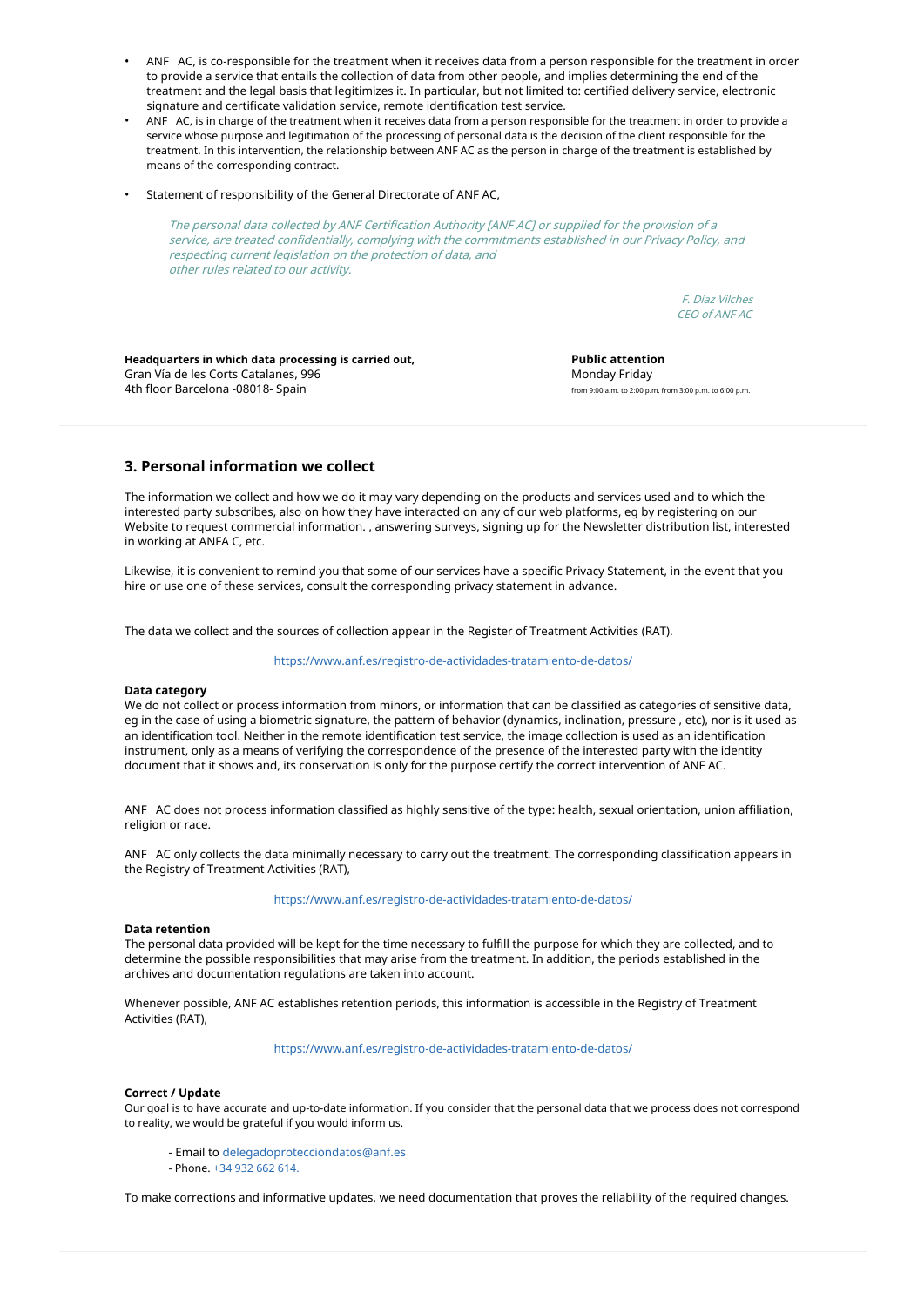- ANF AC, is co-responsible for the treatment when it receives data from a person responsible for the treatment in order to provide a service that entails the collection of data from other people, and implies determining the end of the treatment and the legal basis that legitimizes it. In particular, but not limited to: certified delivery service, electronic signature and certificate validation service, remote identification test service.
- ANF AC, is in charge of the treatment when it receives data from a person responsible for the treatment in order to provide a service whose purpose and legitimation of the processing of personal data is the decision of the client responsible for the treatment. In this intervention, the relationship between ANF AC as the person in charge of the treatment is established by means of the corresponding contract.
- Statement of responsibility of the General Directorate of ANF AC,

> *The personal data collected by ANF Certification Authority [ANF AC] or supplied for the provision of a service, are treated confidentially, complying with the commitments established in our Privacy Policy, and respecting current legislation on the protection of data, and other rules related to our activity.*
>
> *F. Díaz Vilches*
> *CEO of ANF AC*

**Headquarters in which data processing is carried out,**
Gran Vía de les Corts Catalanes, 996
4th floor Barcelona -08018- Spain

**Public attention**
Monday Friday
from 9:00 a.m. to 2:00 p.m. from 3:00 p.m. to 6:00 p.m.

## 3. Personal information we collect

The information we collect and how we do it may vary depending on the products and services used and to which the interested party subscribes, also on how they have interacted on any of our web platforms, eg by registering on our Website to request commercial information. , answering surveys, signing up for the Newsletter distribution list, interested in working at ANFA C, etc.

Likewise, it is convenient to remind you that some of our services have a specific Privacy Statement, in the event that you hire or use one of these services, consult the corresponding privacy statement in advance.

The data we collect and the sources of collection appear in the Register of Treatment Activities (RAT).

https://www.anf.es/registro-de-actividades-tratamiento-de-datos/

**Data category**
We do not collect or process information from minors, or information that can be classified as categories of sensitive data, eg in the case of using a biometric signature, the pattern of behavior (dynamics, inclination, pressure , etc), nor is it used as an identification tool. Neither in the remote identification test service, the image collection is used as an identification instrument, only as a means of verifying the correspondence of the presence of the interested party with the identity document that it shows and, its conservation is only for the purpose certify the correct intervention of ANF AC.

ANF AC does not process information classified as highly sensitive of the type: health, sexual orientation, union affiliation, religion or race.

ANF AC only collects the data minimally necessary to carry out the treatment. The corresponding classification appears in the Registry of Treatment Activities (RAT),

https://www.anf.es/registro-de-actividades-tratamiento-de-datos/

**Data retention**
The personal data provided will be kept for the time necessary to fulfill the purpose for which they are collected, and to determine the possible responsibilities that may arise from the treatment. In addition, the periods established in the archives and documentation regulations are taken into account.

Whenever possible, ANF AC establishes retention periods, this information is accessible in the Registry of Treatment Activities (RAT),

https://www.anf.es/registro-de-actividades-tratamiento-de-datos/

**Correct / Update**
Our goal is to have accurate and up-to-date information. If you consider that the personal data that we process does not correspond to reality, we would be grateful if you would inform us.

- Email to delegadoprotecciondatos@anf.es
- Phone. +34 932 662 614.

To make corrections and informative updates, we need documentation that proves the reliability of the required changes.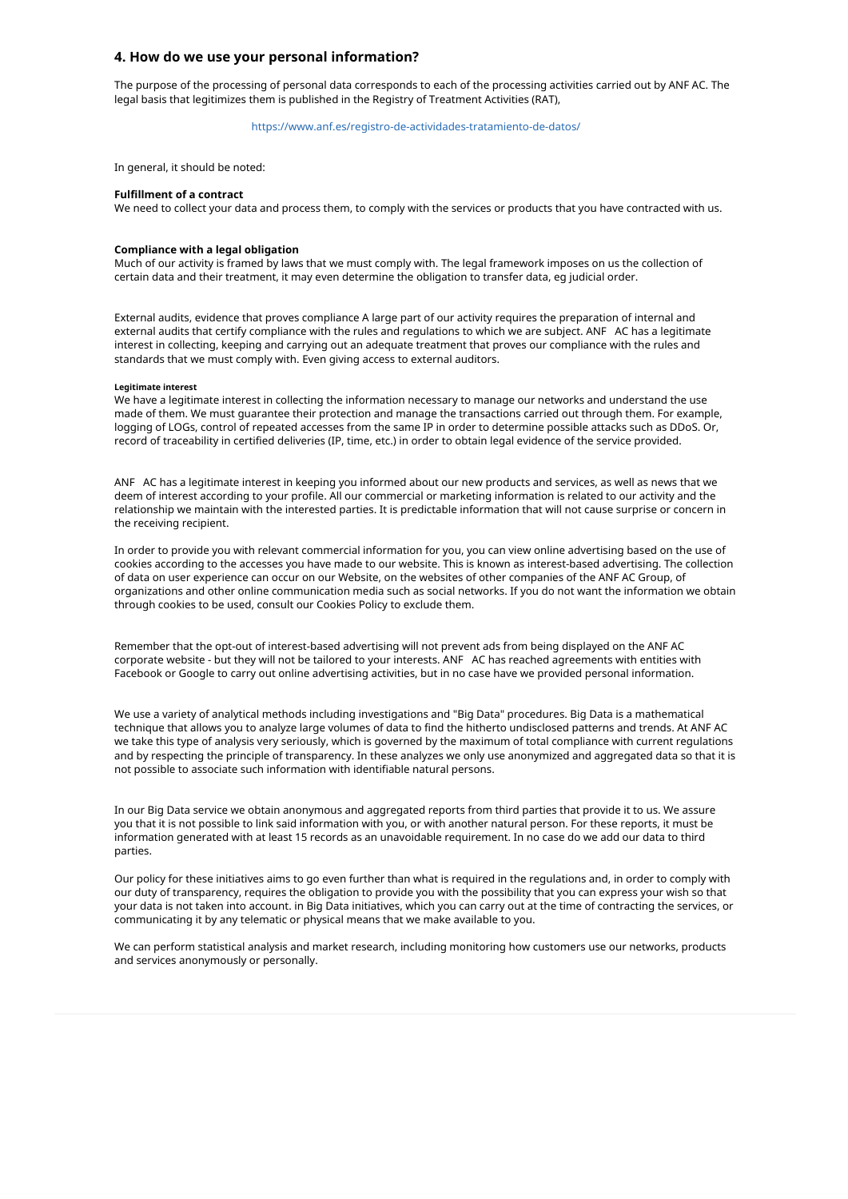## 4. How do we use your personal information?

The purpose of the processing of personal data corresponds to each of the processing activities carried out by ANF AC. The legal basis that legitimizes them is published in the Registry of Treatment Activities (RAT),

https://www.anf.es/registro-de-actividades-tratamiento-de-datos/

In general, it should be noted:

**Fulfillment of a contract**
We need to collect your data and process them, to comply with the services or products that you have contracted with us.

**Compliance with a legal obligation**
Much of our activity is framed by laws that we must comply with. The legal framework imposes on us the collection of certain data and their treatment, it may even determine the obligation to transfer data, eg judicial order.

External audits, evidence that proves compliance A large part of our activity requires the preparation of internal and external audits that certify compliance with the rules and regulations to which we are subject. ANF AC has a legitimate interest in collecting, keeping and carrying out an adequate treatment that proves our compliance with the rules and standards that we must comply with. Even giving access to external auditors.

**Legitimate interest**
We have a legitimate interest in collecting the information necessary to manage our networks and understand the use made of them. We must guarantee their protection and manage the transactions carried out through them. For example, logging of LOGs, control of repeated accesses from the same IP in order to determine possible attacks such as DDoS. Or, record of traceability in certified deliveries (IP, time, etc.) in order to obtain legal evidence of the service provided.

ANF AC has a legitimate interest in keeping you informed about our new products and services, as well as news that we deem of interest according to your profile. All our commercial or marketing information is related to our activity and the relationship we maintain with the interested parties. It is predictable information that will not cause surprise or concern in the receiving recipient.

In order to provide you with relevant commercial information for you, you can view online advertising based on the use of cookies according to the accesses you have made to our website. This is known as interest-based advertising. The collection of data on user experience can occur on our Website, on the websites of other companies of the ANF AC Group, of organizations and other online communication media such as social networks. If you do not want the information we obtain through cookies to be used, consult our Cookies Policy to exclude them.

Remember that the opt-out of interest-based advertising will not prevent ads from being displayed on the ANF AC corporate website - but they will not be tailored to your interests. ANF AC has reached agreements with entities with Facebook or Google to carry out online advertising activities, but in no case have we provided personal information.

We use a variety of analytical methods including investigations and "Big Data" procedures. Big Data is a mathematical technique that allows you to analyze large volumes of data to find the hitherto undisclosed patterns and trends. At ANF AC we take this type of analysis very seriously, which is governed by the maximum of total compliance with current regulations and by respecting the principle of transparency. In these analyzes we only use anonymized and aggregated data so that it is not possible to associate such information with identifiable natural persons.

In our Big Data service we obtain anonymous and aggregated reports from third parties that provide it to us. We assure you that it is not possible to link said information with you, or with another natural person. For these reports, it must be information generated with at least 15 records as an unavoidable requirement. In no case do we add our data to third parties.

Our policy for these initiatives aims to go even further than what is required in the regulations and, in order to comply with our duty of transparency, requires the obligation to provide you with the possibility that you can express your wish so that your data is not taken into account. in Big Data initiatives, which you can carry out at the time of contracting the services, or communicating it by any telematic or physical means that we make available to you.

We can perform statistical analysis and market research, including monitoring how customers use our networks, products and services anonymously or personally.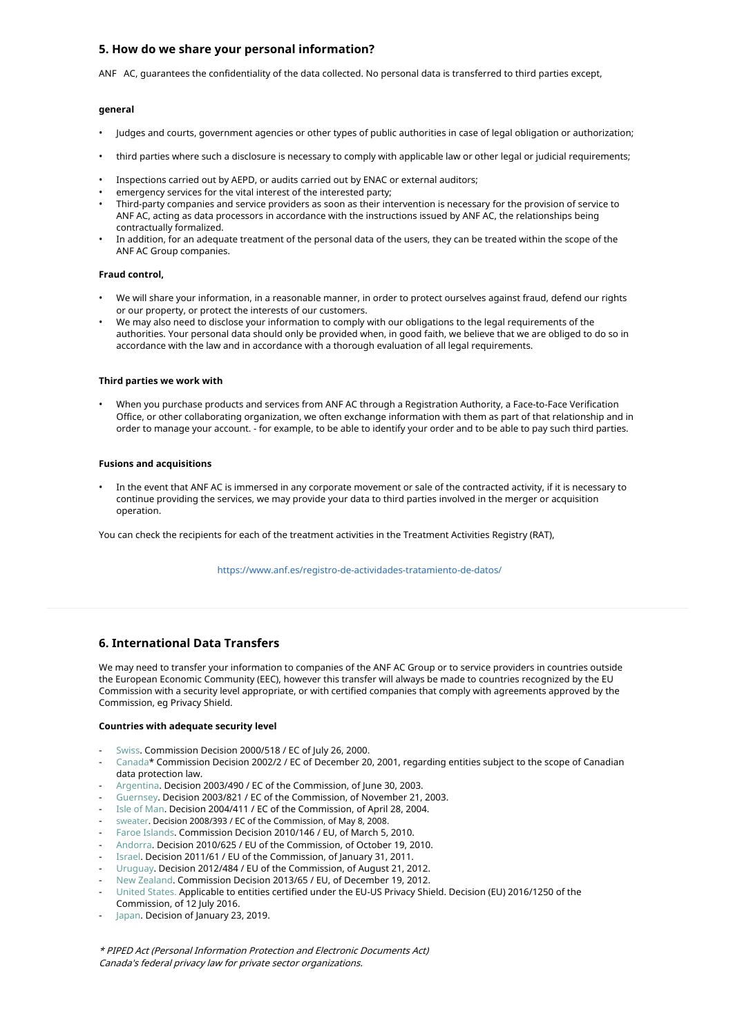## 5. How do we share your personal information?

ANF AC, guarantees the confidentiality of the data collected. No personal data is transferred to third parties except,

**general**

- Judges and courts, government agencies or other types of public authorities in case of legal obligation or authorization;
- third parties where such a disclosure is necessary to comply with applicable law or other legal or judicial requirements;
- Inspections carried out by AEPD, or audits carried out by ENAC or external auditors;
- emergency services for the vital interest of the interested party;
- Third-party companies and service providers as soon as their intervention is necessary for the provision of service to ANF AC, acting as data processors in accordance with the instructions issued by ANF AC, the relationships being contractually formalized.
- In addition, for an adequate treatment of the personal data of the users, they can be treated within the scope of the ANF AC Group companies.

**Fraud control,**

- We will share your information, in a reasonable manner, in order to protect ourselves against fraud, defend our rights or our property, or protect the interests of our customers.
- We may also need to disclose your information to comply with our obligations to the legal requirements of the authorities. Your personal data should only be provided when, in good faith, we believe that we are obliged to do so in accordance with the law and in accordance with a thorough evaluation of all legal requirements.

**Third parties we work with**

- When you purchase products and services from ANF AC through a Registration Authority, a Face-to-Face Verification Office, or other collaborating organization, we often exchange information with them as part of that relationship and in order to manage your account. - for example, to be able to identify your order and to be able to pay such third parties.

**Fusions and acquisitions**

- In the event that ANF AC is immersed in any corporate movement or sale of the contracted activity, if it is necessary to continue providing the services, we may provide your data to third parties involved in the merger or acquisition operation.

You can check the recipients for each of the treatment activities in the Treatment Activities Registry (RAT),

https://www.anf.es/registro-de-actividades-tratamiento-de-datos/

## 6. International Data Transfers

We may need to transfer your information to companies of the ANF AC Group or to service providers in countries outside the European Economic Community (EEC), however this transfer will always be made to countries recognized by the EU Commission with a security level appropriate, or with certified companies that comply with agreements approved by the Commission, eg Privacy Shield.

**Countries with adequate security level**

- Swiss. Commission Decision 2000/518 / EC of July 26, 2000.
- Canada* Commission Decision 2002/2 / EC of December 20, 2001, regarding entities subject to the scope of Canadian data protection law.
- Argentina. Decision 2003/490 / EC of the Commission, of June 30, 2003.
- Guernsey. Decision 2003/821 / EC of the Commission, of November 21, 2003.
- Isle of Man. Decision 2004/411 / EC of the Commission, of April 28, 2004.
- sweater. Decision 2008/393 / EC of the Commission, of May 8, 2008.
- Faroe Islands. Commission Decision 2010/146 / EU, of March 5, 2010.
- Andorra. Decision 2010/625 / EU of the Commission, of October 19, 2010.
- Israel. Decision 2011/61 / EU of the Commission, of January 31, 2011.
- Uruguay. Decision 2012/484 / EU of the Commission, of August 21, 2012.
- New Zealand. Commission Decision 2013/65 / EU, of December 19, 2012.
- United States. Applicable to entities certified under the EU-US Privacy Shield. Decision (EU) 2016/1250 of the Commission, of 12 July 2016.
- Japan. Decision of January 23, 2019.

*\* PIPED Act (Personal Information Protection and Electronic Documents Act)*
*Canada's federal privacy law for private sector organizations.*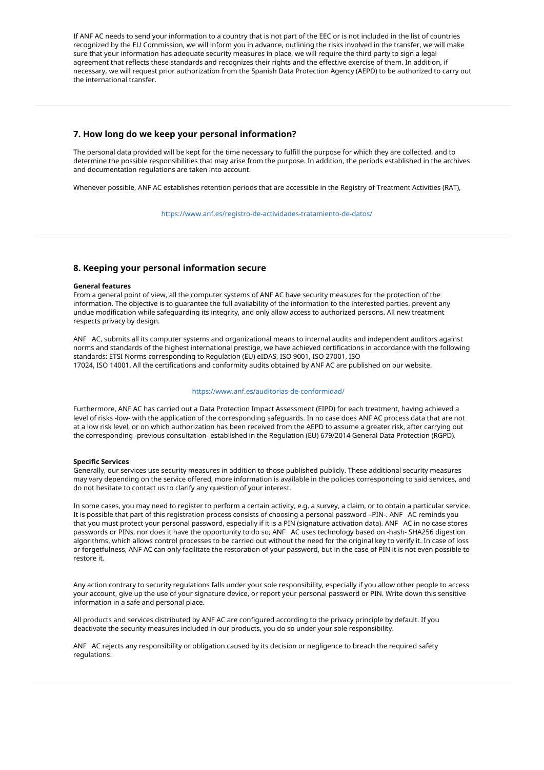If ANF AC needs to send your information to a country that is not part of the EEC or is not included in the list of countries recognized by the EU Commission, we will inform you in advance, outlining the risks involved in the transfer, we will make sure that your information has adequate security measures in place, we will require the third party to sign a legal agreement that reflects these standards and recognizes their rights and the effective exercise of them. In addition, if necessary, we will request prior authorization from the Spanish Data Protection Agency (AEPD) to be authorized to carry out the international transfer.

## 7. How long do we keep your personal information?

The personal data provided will be kept for the time necessary to fulfill the purpose for which they are collected, and to determine the possible responsibilities that may arise from the purpose. In addition, the periods established in the archives and documentation regulations are taken into account.

Whenever possible, ANF AC establishes retention periods that are accessible in the Registry of Treatment Activities (RAT),

https://www.anf.es/registro-de-actividades-tratamiento-de-datos/

## 8. Keeping your personal information secure

**General features**

From a general point of view, all the computer systems of ANF AC have security measures for the protection of the information. The objective is to guarantee the full availability of the information to the interested parties, prevent any undue modification while safeguarding its integrity, and only allow access to authorized persons. All new treatment respects privacy by design.

ANF AC, submits all its computer systems and organizational means to internal audits and independent auditors against norms and standards of the highest international prestige, we have achieved certifications in accordance with the following standards: ETSI Norms corresponding to Regulation (EU) eIDAS, ISO 9001, ISO 27001, ISO 17024, ISO 14001. All the certifications and conformity audits obtained by ANF AC are published on our website.

https://www.anf.es/auditorias-de-conformidad/

Furthermore, ANF AC has carried out a Data Protection Impact Assessment (EIPD) for each treatment, having achieved a level of risks -low- with the application of the corresponding safeguards. In no case does ANF AC process data that are not at a low risk level, or on which authorization has been received from the AEPD to assume a greater risk, after carrying out the corresponding -previous consultation- established in the Regulation (EU) 679/2014 General Data Protection (RGPD).

**Specific Services**

Generally, our services use security measures in addition to those published publicly. These additional security measures may vary depending on the service offered, more information is available in the policies corresponding to said services, and do not hesitate to contact us to clarify any question of your interest.

In some cases, you may need to register to perform a certain activity, e.g. a survey, a claim, or to obtain a particular service. It is possible that part of this registration process consists of choosing a personal password –PIN-. ANF AC reminds you that you must protect your personal password, especially if it is a PIN (signature activation data). ANF AC in no case stores passwords or PINs, nor does it have the opportunity to do so; ANF AC uses technology based on -hash- SHA256 digestion algorithms, which allows control processes to be carried out without the need for the original key to verify it. In case of loss or forgetfulness, ANF AC can only facilitate the restoration of your password, but in the case of PIN it is not even possible to restore it.

Any action contrary to security regulations falls under your sole responsibility, especially if you allow other people to access your account, give up the use of your signature device, or report your personal password or PIN. Write down this sensitive information in a safe and personal place.

All products and services distributed by ANF AC are configured according to the privacy principle by default. If you deactivate the security measures included in our products, you do so under your sole responsibility.

ANF AC rejects any responsibility or obligation caused by its decision or negligence to breach the required safety regulations.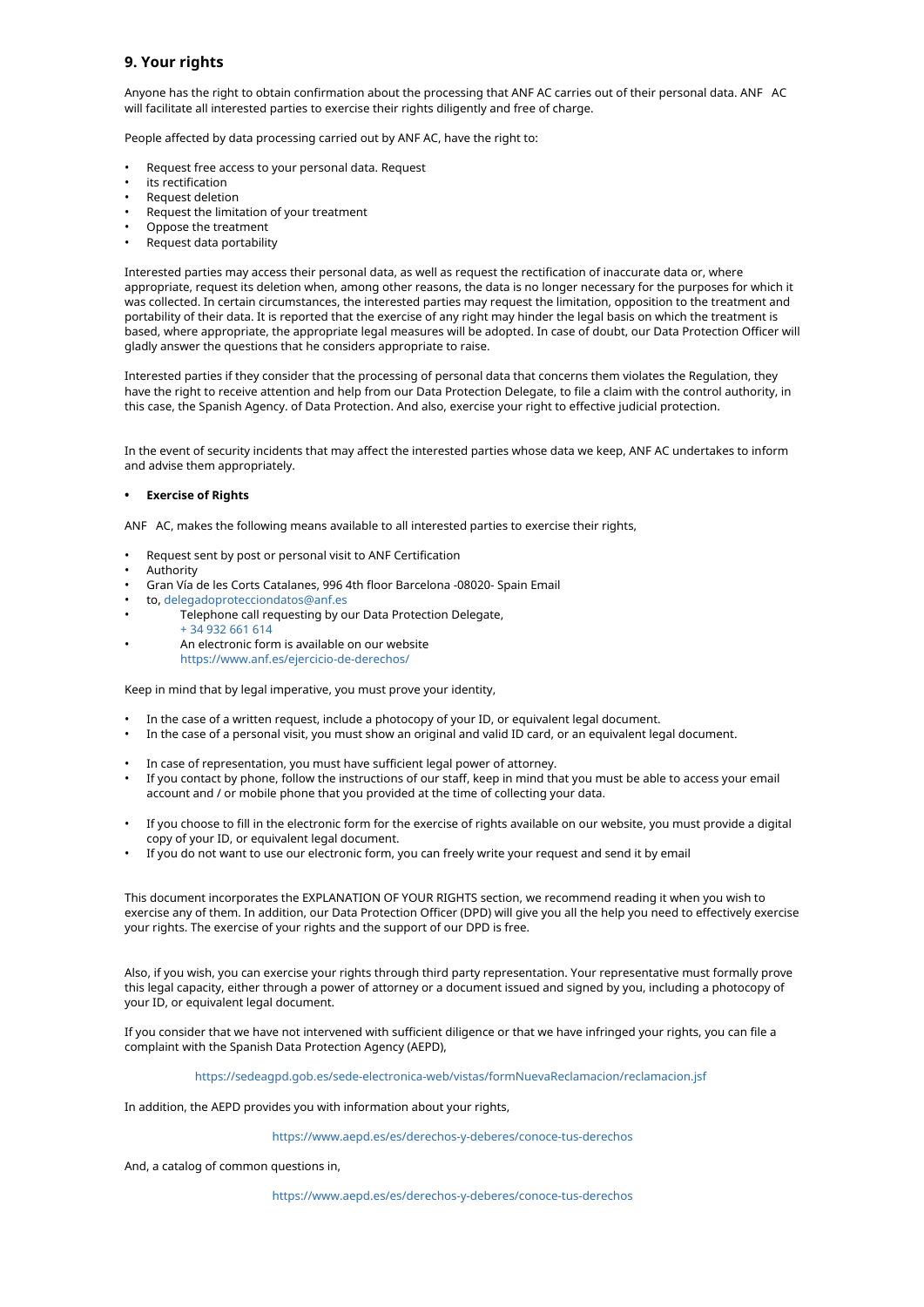## 9. Your rights

Anyone has the right to obtain confirmation about the processing that ANF AC carries out of their personal data. ANF AC will facilitate all interested parties to exercise their rights diligently and free of charge.

People affected by data processing carried out by ANF AC, have the right to:

- Request free access to your personal data. Request
- its rectification
- Request deletion
- Request the limitation of your treatment
- Oppose the treatment
- Request data portability

Interested parties may access their personal data, as well as request the rectification of inaccurate data or, where appropriate, request its deletion when, among other reasons, the data is no longer necessary for the purposes for which it was collected. In certain circumstances, the interested parties may request the limitation, opposition to the treatment and portability of their data. It is reported that the exercise of any right may hinder the legal basis on which the treatment is based, where appropriate, the appropriate legal measures will be adopted. In case of doubt, our Data Protection Officer will gladly answer the questions that he considers appropriate to raise.

Interested parties if they consider that the processing of personal data that concerns them violates the Regulation, they have the right to receive attention and help from our Data Protection Delegate, to file a claim with the control authority, in this case, the Spanish Agency. of Data Protection. And also, exercise your right to effective judicial protection.

In the event of security incidents that may affect the interested parties whose data we keep, ANF AC undertakes to inform and advise them appropriately.

- **Exercise of Rights**

ANF AC, makes the following means available to all interested parties to exercise their rights,

- Request sent by post or personal visit to ANF Certification
- Authority
- Gran Vía de les Corts Catalanes, 996 4th floor Barcelona -08020- Spain Email
- to, delegadoprotecciondatos@anf.es
- Telephone call requesting by our Data Protection Delegate, + 34 932 661 614
- An electronic form is available on our website https://www.anf.es/ejercicio-de-derechos/

Keep in mind that by legal imperative, you must prove your identity,

- In the case of a written request, include a photocopy of your ID, or equivalent legal document.
- In the case of a personal visit, you must show an original and valid ID card, or an equivalent legal document.
- In case of representation, you must have sufficient legal power of attorney.
- If you contact by phone, follow the instructions of our staff, keep in mind that you must be able to access your email account and / or mobile phone that you provided at the time of collecting your data.
- If you choose to fill in the electronic form for the exercise of rights available on our website, you must provide a digital copy of your ID, or equivalent legal document.
- If you do not want to use our electronic form, you can freely write your request and send it by email

This document incorporates the EXPLANATION OF YOUR RIGHTS section, we recommend reading it when you wish to exercise any of them. In addition, our Data Protection Officer (DPD) will give you all the help you need to effectively exercise your rights. The exercise of your rights and the support of our DPD is free.

Also, if you wish, you can exercise your rights through third party representation. Your representative must formally prove this legal capacity, either through a power of attorney or a document issued and signed by you, including a photocopy of your ID, or equivalent legal document.

If you consider that we have not intervened with sufficient diligence or that we have infringed your rights, you can file a complaint with the Spanish Data Protection Agency (AEPD),

https://sedeagpd.gob.es/sede-electronica-web/vistas/formNuevaReclamacion/reclamacion.jsf

In addition, the AEPD provides you with information about your rights,

https://www.aepd.es/es/derechos-y-deberes/conoce-tus-derechos

And, a catalog of common questions in,

https://www.aepd.es/es/derechos-y-deberes/conoce-tus-derechos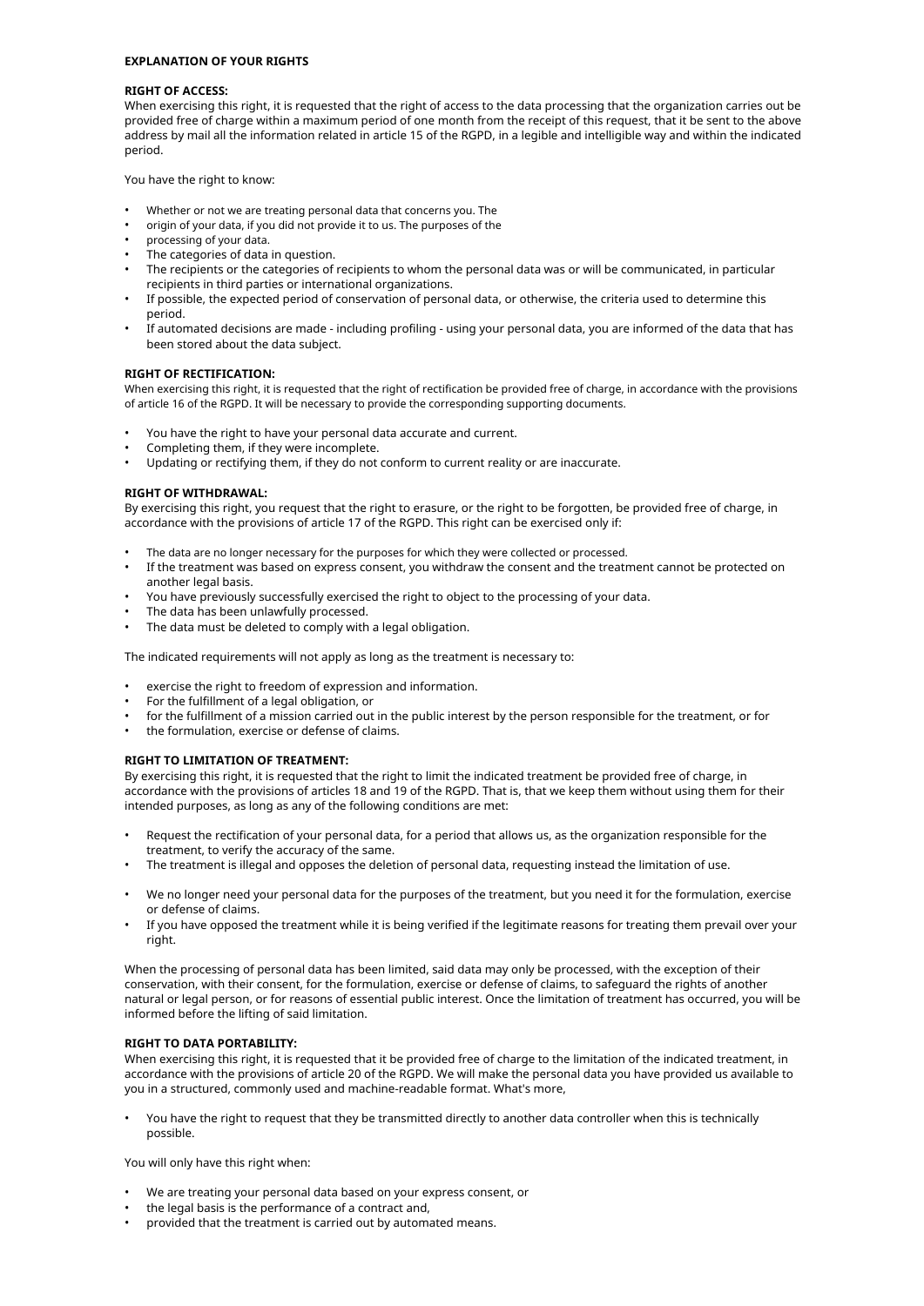**EXPLANATION OF YOUR RIGHTS**

**RIGHT OF ACCESS:**
When exercising this right, it is requested that the right of access to the data processing that the organization carries out be provided free of charge within a maximum period of one month from the receipt of this request, that it be sent to the above address by mail all the information related in article 15 of the RGPD, in a legible and intelligible way and within the indicated period.

You have the right to know:

- Whether or not we are treating personal data that concerns you. The
- origin of your data, if you did not provide it to us. The purposes of the
- processing of your data.
- The categories of data in question.
- The recipients or the categories of recipients to whom the personal data was or will be communicated, in particular recipients in third parties or international organizations.
- If possible, the expected period of conservation of personal data, or otherwise, the criteria used to determine this period.
- If automated decisions are made - including profiling - using your personal data, you are informed of the data that has been stored about the data subject.

**RIGHT OF RECTIFICATION:**
When exercising this right, it is requested that the right of rectification be provided free of charge, in accordance with the provisions of article 16 of the RGPD. It will be necessary to provide the corresponding supporting documents.

- You have the right to have your personal data accurate and current.
- Completing them, if they were incomplete.
- Updating or rectifying them, if they do not conform to current reality or are inaccurate.

**RIGHT OF WITHDRAWAL:**
By exercising this right, you request that the right to erasure, or the right to be forgotten, be provided free of charge, in accordance with the provisions of article 17 of the RGPD. This right can be exercised only if:

- The data are no longer necessary for the purposes for which they were collected or processed.
- If the treatment was based on express consent, you withdraw the consent and the treatment cannot be protected on another legal basis.
- You have previously successfully exercised the right to object to the processing of your data.
- The data has been unlawfully processed.
- The data must be deleted to comply with a legal obligation.

The indicated requirements will not apply as long as the treatment is necessary to:

- exercise the right to freedom of expression and information.
- For the fulfillment of a legal obligation, or
- for the fulfillment of a mission carried out in the public interest by the person responsible for the treatment, or for
- the formulation, exercise or defense of claims.

**RIGHT TO LIMITATION OF TREATMENT:**
By exercising this right, it is requested that the right to limit the indicated treatment be provided free of charge, in accordance with the provisions of articles 18 and 19 of the RGPD. That is, that we keep them without using them for their intended purposes, as long as any of the following conditions are met:

- Request the rectification of your personal data, for a period that allows us, as the organization responsible for the treatment, to verify the accuracy of the same.
- The treatment is illegal and opposes the deletion of personal data, requesting instead the limitation of use.
- We no longer need your personal data for the purposes of the treatment, but you need it for the formulation, exercise or defense of claims.
- If you have opposed the treatment while it is being verified if the legitimate reasons for treating them prevail over your right.

When the processing of personal data has been limited, said data may only be processed, with the exception of their conservation, with their consent, for the formulation, exercise or defense of claims, to safeguard the rights of another natural or legal person, or for reasons of essential public interest. Once the limitation of treatment has occurred, you will be informed before the lifting of said limitation.

**RIGHT TO DATA PORTABILITY:**
When exercising this right, it is requested that it be provided free of charge to the limitation of the indicated treatment, in accordance with the provisions of article 20 of the RGPD. We will make the personal data you have provided us available to you in a structured, commonly used and machine-readable format. What's more,

- You have the right to request that they be transmitted directly to another data controller when this is technically possible.

You will only have this right when:

- We are treating your personal data based on your express consent, or
- the legal basis is the performance of a contract and,
- provided that the treatment is carried out by automated means.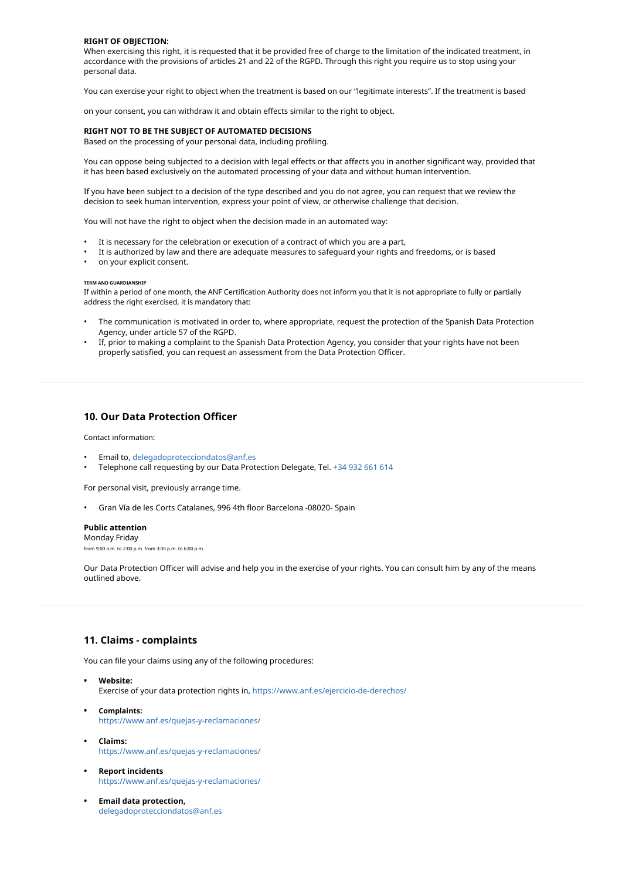**RIGHT OF OBJECTION:**
When exercising this right, it is requested that it be provided free of charge to the limitation of the indicated treatment, in accordance with the provisions of articles 21 and 22 of the RGPD. Through this right you require us to stop using your personal data.

You can exercise your right to object when the treatment is based on our "legitimate interests". If the treatment is based

on your consent, you can withdraw it and obtain effects similar to the right to object.

**RIGHT NOT TO BE THE SUBJECT OF AUTOMATED DECISIONS**
Based on the processing of your personal data, including profiling.

You can oppose being subjected to a decision with legal effects or that affects you in another significant way, provided that it has been based exclusively on the automated processing of your data and without human intervention.

If you have been subject to a decision of the type described and you do not agree, you can request that we review the decision to seek human intervention, express your point of view, or otherwise challenge that decision.

You will not have the right to object when the decision made in an automated way:

- It is necessary for the celebration or execution of a contract of which you are a part,
- It is authorized by law and there are adequate measures to safeguard your rights and freedoms, or is based
- on your explicit consent.

**TERM AND GUARDIANSHIP**
If within a period of one month, the ANF Certification Authority does not inform you that it is not appropriate to fully or partially address the right exercised, it is mandatory that:

- The communication is motivated in order to, where appropriate, request the protection of the Spanish Data Protection Agency, under article 57 of the RGPD.
- If, prior to making a complaint to the Spanish Data Protection Agency, you consider that your rights have not been properly satisfied, you can request an assessment from the Data Protection Officer.

## 10. Our Data Protection Officer

Contact information:

- Email to, delegadoprotecciondatos@anf.es
- Telephone call requesting by our Data Protection Delegate, Tel. +34 932 661 614

For personal visit, previously arrange time.

- Gran Vía de les Corts Catalanes, 996 4th floor Barcelona -08020- Spain

**Public attention**
Monday Friday
from 9:00 a.m. to 2:00 p.m. from 3:00 p.m. to 6:00 p.m.

Our Data Protection Officer will advise and help you in the exercise of your rights. You can consult him by any of the means outlined above.

## 11. Claims - complaints

You can file your claims using any of the following procedures:

- **Website:**
  Exercise of your data protection rights in, https://www.anf.es/ejercicio-de-derechos/
- **Complaints:**
  https://www.anf.es/quejas-y-reclamaciones/
- **Claims:**
  https://www.anf.es/quejas-y-reclamaciones/
- **Report incidents**
  https://www.anf.es/quejas-y-reclamaciones/
- **Email data protection,**
  delegadoprotecciondatos@anf.es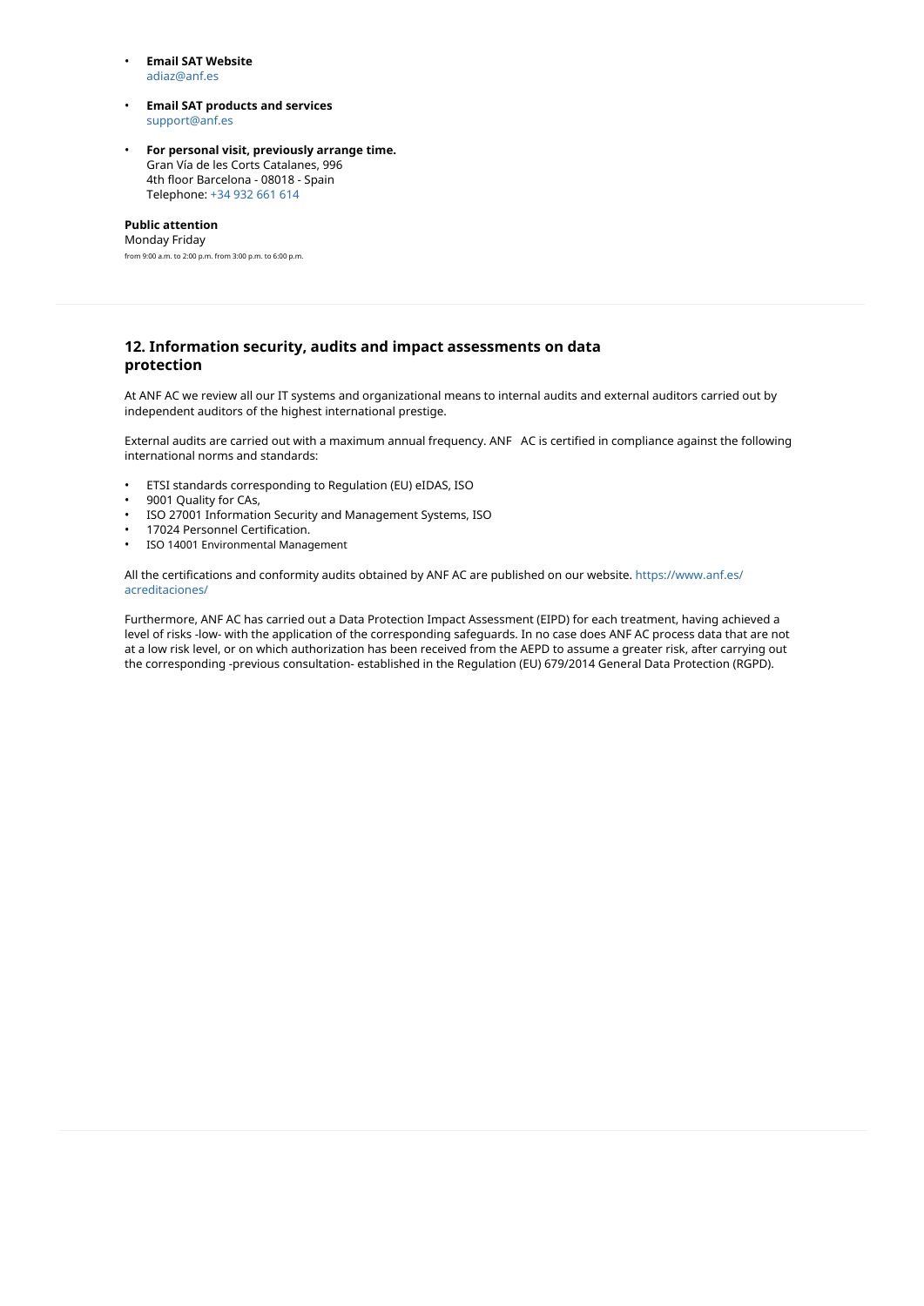- **Email SAT Website**
  adiaz@anf.es

- **Email SAT products and services**
  support@anf.es

- **For personal visit, previously arrange time.**
  Gran Vía de les Corts Catalanes, 996
  4th floor Barcelona - 08018 - Spain
  Telephone: +34 932 661 614

**Public attention**
Monday Friday
from 9:00 a.m. to 2:00 p.m. from 3:00 p.m. to 6:00 p.m.

## 12. Information security, audits and impact assessments on data protection

At ANF AC we review all our IT systems and organizational means to internal audits and external auditors carried out by independent auditors of the highest international prestige.

External audits are carried out with a maximum annual frequency. ANF AC is certified in compliance against the following international norms and standards:

- ETSI standards corresponding to Regulation (EU) eIDAS, ISO
- 9001 Quality for CAs,
- ISO 27001 Information Security and Management Systems, ISO
- 17024 Personnel Certification.
- ISO 14001 Environmental Management

All the certifications and conformity audits obtained by ANF AC are published on our website. https://www.anf.es/acreditaciones/

Furthermore, ANF AC has carried out a Data Protection Impact Assessment (EIPD) for each treatment, having achieved a level of risks -low- with the application of the corresponding safeguards. In no case does ANF AC process data that are not at a low risk level, or on which authorization has been received from the AEPD to assume a greater risk, after carrying out the corresponding -previous consultation- established in the Regulation (EU) 679/2014 General Data Protection (RGPD).